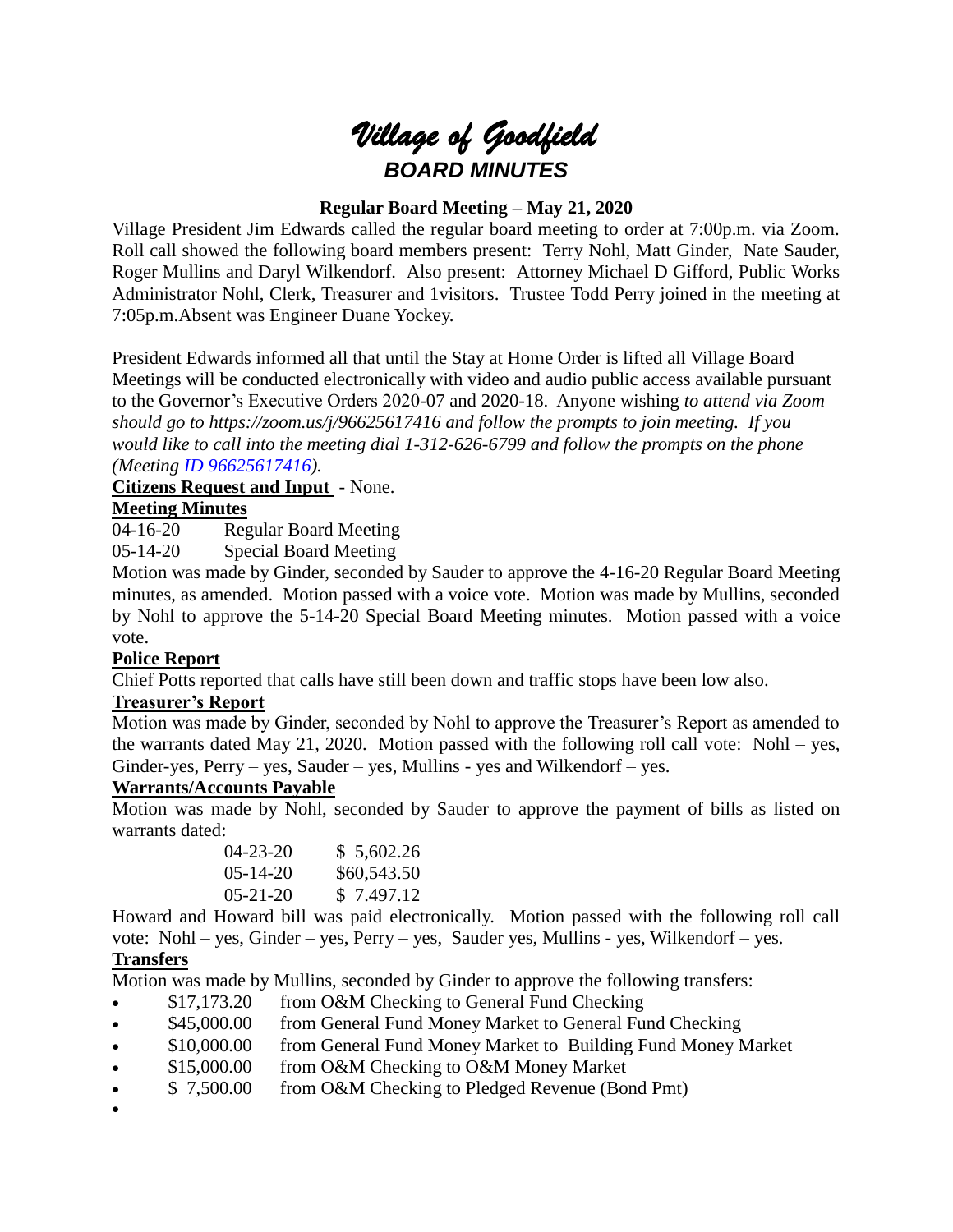# *Village of Goodfield*
## *BOARD MINUTES*

**Regular Board Meeting – May 21, 2020**

Village President Jim Edwards called the regular board meeting to order at 7:00p.m. via Zoom. Roll call showed the following board members present: Terry Nohl, Matt Ginder, Nate Sauder, Roger Mullins and Daryl Wilkendorf. Also present: Attorney Michael D Gifford, Public Works Administrator Nohl, Clerk, Treasurer and 1visitors. Trustee Todd Perry joined in the meeting at 7:05p.m.Absent was Engineer Duane Yockey.

President Edwards informed all that until the Stay at Home Order is lifted all Village Board Meetings will be conducted electronically with video and audio public access available pursuant to the Governor's Executive Orders 2020-07 and 2020-18. Anyone wishing *to attend via Zoom should go to https://zoom.us/j/96625617416 and follow the prompts to join meeting. If you would like to call into the meeting dial 1-312-626-6799 and follow the prompts on the phone (Meeting ID 96625617416).*

**Citizens Request and Input** - None.

**Meeting Minutes**

04-16-20 Regular Board Meeting
05-14-20 Special Board Meeting

Motion was made by Ginder, seconded by Sauder to approve the 4-16-20 Regular Board Meeting minutes, as amended. Motion passed with a voice vote. Motion was made by Mullins, seconded by Nohl to approve the 5-14-20 Special Board Meeting minutes. Motion passed with a voice vote.

**Police Report**

Chief Potts reported that calls have still been down and traffic stops have been low also.

**Treasurer's Report**

Motion was made by Ginder, seconded by Nohl to approve the Treasurer's Report as amended to the warrants dated May 21, 2020. Motion passed with the following roll call vote: Nohl – yes, Ginder-yes, Perry – yes, Sauder – yes, Mullins - yes and Wilkendorf – yes.

**Warrants/Accounts Payable**

Motion was made by Nohl, seconded by Sauder to approve the payment of bills as listed on warrants dated:

| | |
|---|---|
| 04-23-20 | $ 5,602.26 |
| 05-14-20 | $60,543.50 |
| 05-21-20 | $ 7.497.12 |

Howard and Howard bill was paid electronically. Motion passed with the following roll call vote: Nohl – yes, Ginder – yes, Perry – yes, Sauder yes, Mullins - yes, Wilkendorf – yes.

**Transfers**

Motion was made by Mullins, seconded by Ginder to approve the following transfers:

- $17,173.20 from O&M Checking to General Fund Checking
- $45,000.00 from General Fund Money Market to General Fund Checking
- $10,000.00 from General Fund Money Market to Building Fund Money Market
- $15,000.00 from O&M Checking to O&M Money Market
- $ 7,500.00 from O&M Checking to Pledged Revenue (Bond Pmt)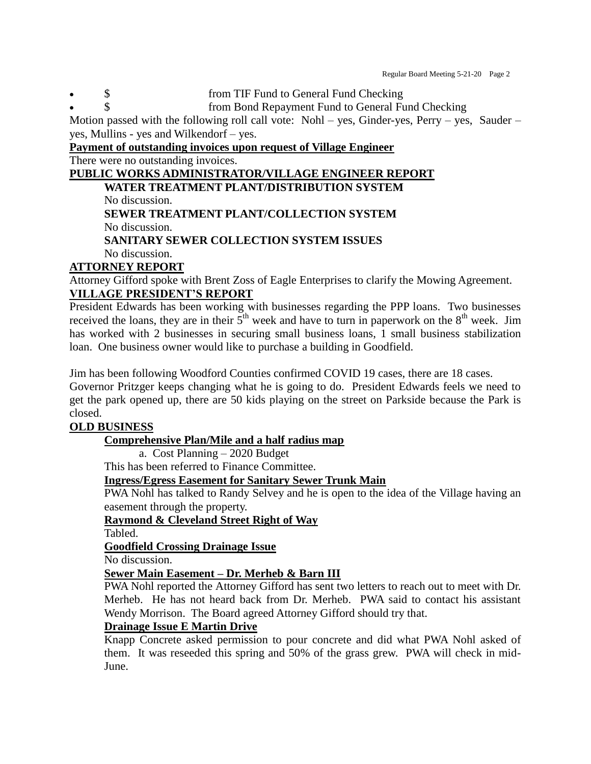- $ from TIF Fund to General Fund Checking
- $ from Bond Repayment Fund to General Fund Checking

Motion passed with the following roll call vote: Nohl – yes, Ginder-yes, Perry – yes, Sauder – yes, Mullins - yes and Wilkendorf – yes.

**Payment of outstanding invoices upon request of Village Engineer**

There were no outstanding invoices.

**PUBLIC WORKS ADMINISTRATOR/VILLAGE ENGINEER REPORT**

**WATER TREATMENT PLANT/DISTRIBUTION SYSTEM**

No discussion.

**SEWER TREATMENT PLANT/COLLECTION SYSTEM**

No discussion.

**SANITARY SEWER COLLECTION SYSTEM ISSUES**

No discussion.

**ATTORNEY REPORT**

Attorney Gifford spoke with Brent Zoss of Eagle Enterprises to clarify the Mowing Agreement.

**VILLAGE PRESIDENT'S REPORT**

President Edwards has been working with businesses regarding the PPP loans. Two businesses received the loans, they are in their 5th week and have to turn in paperwork on the 8th week. Jim has worked with 2 businesses in securing small business loans, 1 small business stabilization loan. One business owner would like to purchase a building in Goodfield.

Jim has been following Woodford Counties confirmed COVID 19 cases, there are 18 cases. Governor Pritzger keeps changing what he is going to do. President Edwards feels we need to get the park opened up, there are 50 kids playing on the street on Parkside because the Park is closed.

**OLD BUSINESS**

**Comprehensive Plan/Mile and a half radius map**

a. Cost Planning – 2020 Budget

This has been referred to Finance Committee.

**Ingress/Egress Easement for Sanitary Sewer Trunk Main**

PWA Nohl has talked to Randy Selvey and he is open to the idea of the Village having an easement through the property.

**Raymond & Cleveland Street Right of Way**

Tabled.

**Goodfield Crossing Drainage Issue**

No discussion.

**Sewer Main Easement – Dr. Merheb & Barn III**

PWA Nohl reported the Attorney Gifford has sent two letters to reach out to meet with Dr. Merheb. He has not heard back from Dr. Merheb. PWA said to contact his assistant Wendy Morrison. The Board agreed Attorney Gifford should try that.

**Drainage Issue E Martin Drive**

Knapp Concrete asked permission to pour concrete and did what PWA Nohl asked of them. It was reseeded this spring and 50% of the grass grew. PWA will check in mid-June.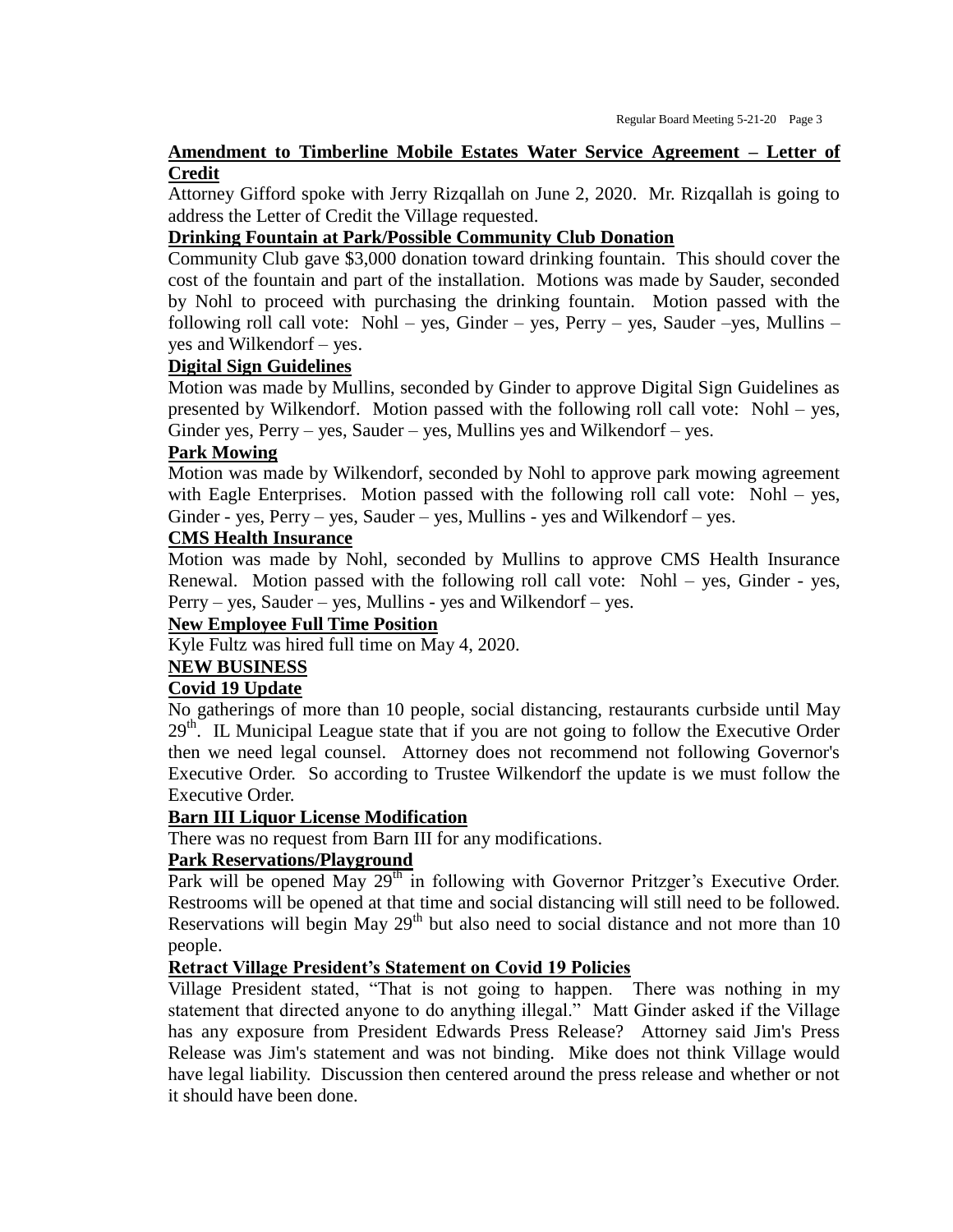**Amendment to Timberline Mobile Estates Water Service Agreement – Letter of Credit**

Attorney Gifford spoke with Jerry Rizqallah on June 2, 2020. Mr. Rizqallah is going to address the Letter of Credit the Village requested.

**Drinking Fountain at Park/Possible Community Club Donation**

Community Club gave $3,000 donation toward drinking fountain. This should cover the cost of the fountain and part of the installation. Motions was made by Sauder, seconded by Nohl to proceed with purchasing the drinking fountain. Motion passed with the following roll call vote: Nohl – yes, Ginder – yes, Perry – yes, Sauder –yes, Mullins – yes and Wilkendorf – yes.

**Digital Sign Guidelines**

Motion was made by Mullins, seconded by Ginder to approve Digital Sign Guidelines as presented by Wilkendorf. Motion passed with the following roll call vote: Nohl – yes, Ginder yes, Perry – yes, Sauder – yes, Mullins yes and Wilkendorf – yes.

**Park Mowing**

Motion was made by Wilkendorf, seconded by Nohl to approve park mowing agreement with Eagle Enterprises. Motion passed with the following roll call vote: Nohl – yes, Ginder - yes, Perry – yes, Sauder – yes, Mullins - yes and Wilkendorf – yes.

**CMS Health Insurance**

Motion was made by Nohl, seconded by Mullins to approve CMS Health Insurance Renewal. Motion passed with the following roll call vote: Nohl – yes, Ginder - yes, Perry – yes, Sauder – yes, Mullins - yes and Wilkendorf – yes.

**New Employee Full Time Position**

Kyle Fultz was hired full time on May 4, 2020.

**NEW BUSINESS**

**Covid 19 Update**

No gatherings of more than 10 people, social distancing, restaurants curbside until May 29th. IL Municipal League state that if you are not going to follow the Executive Order then we need legal counsel. Attorney does not recommend not following Governor's Executive Order. So according to Trustee Wilkendorf the update is we must follow the Executive Order.

**Barn III Liquor License Modification**

There was no request from Barn III for any modifications.

**Park Reservations/Playground**

Park will be opened May 29th in following with Governor Pritzger's Executive Order. Restrooms will be opened at that time and social distancing will still need to be followed. Reservations will begin May 29th but also need to social distance and not more than 10 people.

**Retract Village President's Statement on Covid 19 Policies**

Village President stated, "That is not going to happen. There was nothing in my statement that directed anyone to do anything illegal." Matt Ginder asked if the Village has any exposure from President Edwards Press Release? Attorney said Jim's Press Release was Jim's statement and was not binding. Mike does not think Village would have legal liability. Discussion then centered around the press release and whether or not it should have been done.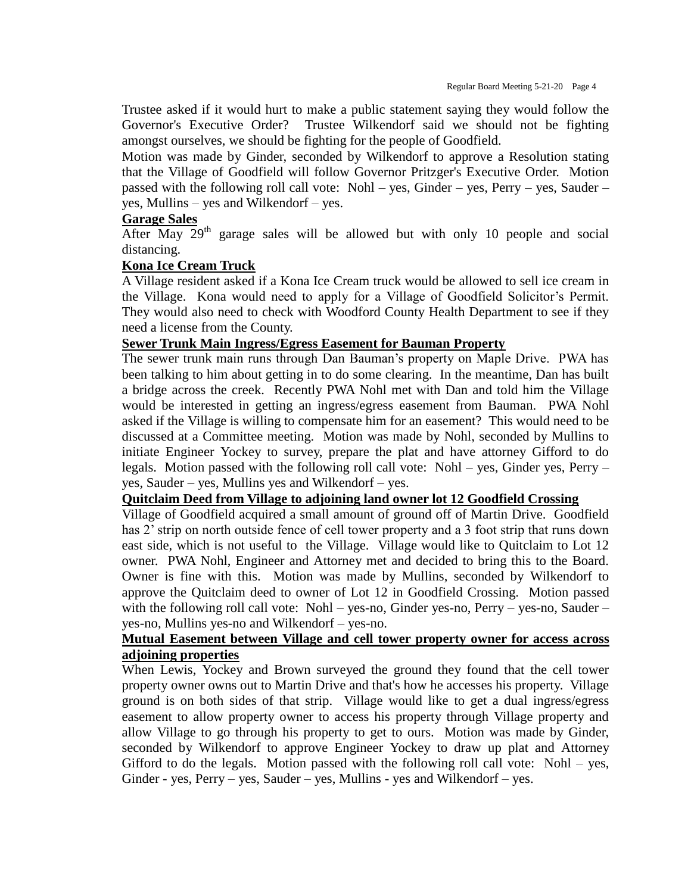Trustee asked if it would hurt to make a public statement saying they would follow the Governor's Executive Order? Trustee Wilkendorf said we should not be fighting amongst ourselves, we should be fighting for the people of Goodfield.

Motion was made by Ginder, seconded by Wilkendorf to approve a Resolution stating that the Village of Goodfield will follow Governor Pritzger's Executive Order. Motion passed with the following roll call vote: Nohl – yes, Ginder – yes, Perry – yes, Sauder – yes, Mullins – yes and Wilkendorf – yes.

**Garage Sales**

After May 29th garage sales will be allowed but with only 10 people and social distancing.

**Kona Ice Cream Truck**

A Village resident asked if a Kona Ice Cream truck would be allowed to sell ice cream in the Village. Kona would need to apply for a Village of Goodfield Solicitor's Permit. They would also need to check with Woodford County Health Department to see if they need a license from the County.

**Sewer Trunk Main Ingress/Egress Easement for Bauman Property**

The sewer trunk main runs through Dan Bauman's property on Maple Drive. PWA has been talking to him about getting in to do some clearing. In the meantime, Dan has built a bridge across the creek. Recently PWA Nohl met with Dan and told him the Village would be interested in getting an ingress/egress easement from Bauman. PWA Nohl asked if the Village is willing to compensate him for an easement? This would need to be discussed at a Committee meeting. Motion was made by Nohl, seconded by Mullins to initiate Engineer Yockey to survey, prepare the plat and have attorney Gifford to do legals. Motion passed with the following roll call vote: Nohl – yes, Ginder yes, Perry – yes, Sauder – yes, Mullins yes and Wilkendorf – yes.

**Quitclaim Deed from Village to adjoining land owner lot 12 Goodfield Crossing**

Village of Goodfield acquired a small amount of ground off of Martin Drive. Goodfield has 2' strip on north outside fence of cell tower property and a 3 foot strip that runs down east side, which is not useful to the Village. Village would like to Quitclaim to Lot 12 owner. PWA Nohl, Engineer and Attorney met and decided to bring this to the Board. Owner is fine with this. Motion was made by Mullins, seconded by Wilkendorf to approve the Quitclaim deed to owner of Lot 12 in Goodfield Crossing. Motion passed with the following roll call vote: Nohl – yes-no, Ginder yes-no, Perry – yes-no, Sauder – yes-no, Mullins yes-no and Wilkendorf – yes-no.

**Mutual Easement between Village and cell tower property owner for access across adjoining properties**

When Lewis, Yockey and Brown surveyed the ground they found that the cell tower property owner owns out to Martin Drive and that's how he accesses his property. Village ground is on both sides of that strip. Village would like to get a dual ingress/egress easement to allow property owner to access his property through Village property and allow Village to go through his property to get to ours. Motion was made by Ginder, seconded by Wilkendorf to approve Engineer Yockey to draw up plat and Attorney Gifford to do the legals. Motion passed with the following roll call vote: Nohl – yes, Ginder - yes, Perry – yes, Sauder – yes, Mullins - yes and Wilkendorf – yes.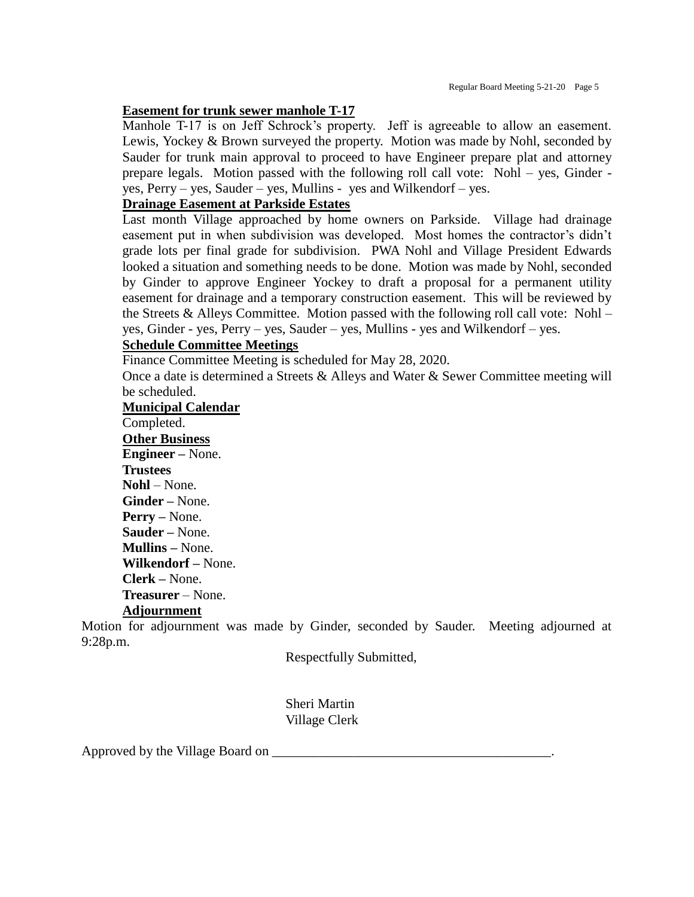**Easement for trunk sewer manhole T-17**

Manhole T-17 is on Jeff Schrock's property. Jeff is agreeable to allow an easement. Lewis, Yockey & Brown surveyed the property. Motion was made by Nohl, seconded by Sauder for trunk main approval to proceed to have Engineer prepare plat and attorney prepare legals. Motion passed with the following roll call vote: Nohl – yes, Ginder - yes, Perry – yes, Sauder – yes, Mullins - yes and Wilkendorf – yes.

**Drainage Easement at Parkside Estates**

Last month Village approached by home owners on Parkside. Village had drainage easement put in when subdivision was developed. Most homes the contractor's didn't grade lots per final grade for subdivision. PWA Nohl and Village President Edwards looked a situation and something needs to be done. Motion was made by Nohl, seconded by Ginder to approve Engineer Yockey to draft a proposal for a permanent utility easement for drainage and a temporary construction easement. This will be reviewed by the Streets & Alleys Committee. Motion passed with the following roll call vote: Nohl – yes, Ginder - yes, Perry – yes, Sauder – yes, Mullins - yes and Wilkendorf – yes.

**Schedule Committee Meetings**

Finance Committee Meeting is scheduled for May 28, 2020.

Once a date is determined a Streets & Alleys and Water & Sewer Committee meeting will be scheduled.

**Municipal Calendar**

Completed.

**Other Business**

**Engineer –** None.

**Trustees**

**Nohl** – None.

**Ginder –** None.

**Perry –** None.

**Sauder –** None.

**Mullins –** None.

**Wilkendorf –** None.

**Clerk –** None.

**Treasurer** – None.

**Adjournment**

Motion for adjournment was made by Ginder, seconded by Sauder. Meeting adjourned at 9:28p.m.

Respectfully Submitted,

Sheri Martin
Village Clerk

Approved by the Village Board on _________________________________________.